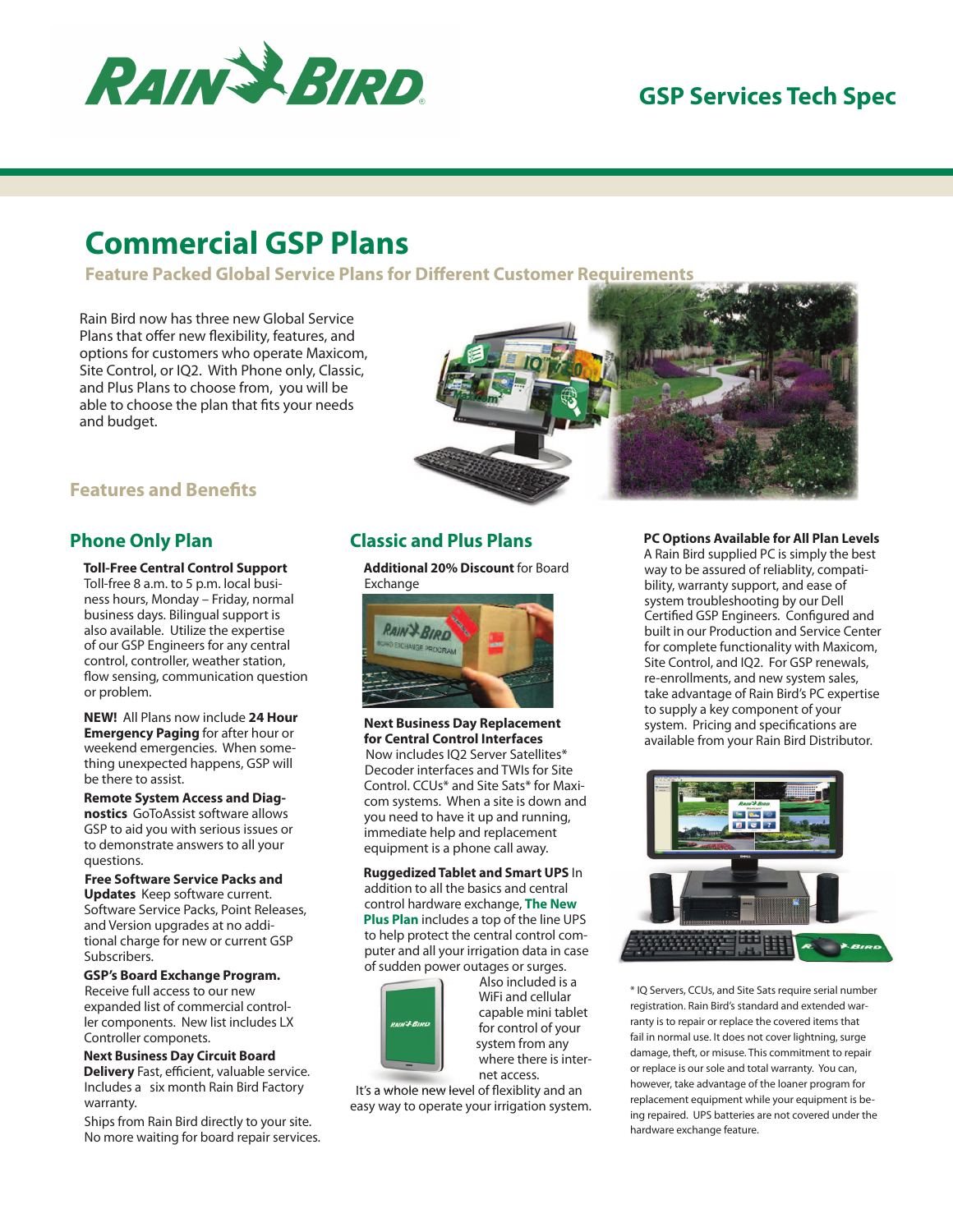# GSP Services Tech Spec

# Commercial GSP Plans

### Feature Packed Global Service Plans for Different Customer Requirements

Rain Bird now has three new Global Service Plans that offer new flexibility, features, and options for customers who operate Maxicom, Site Control, or IQ2. With Phone only, Classic, and Plus Plans to choose from, you will be able to choose the plan that fits your needs and budget.

## Features and Benefits

## Phone Only Plan

**Toll-Free Central Control Support** Toll-free 8 a.m. to 5 p.m. local business hours, Monday – Friday, normal business days. Bilingual support is also available. Utilize the expertise of our GSP Engineers for any central control, controller, weather station, flow sensing, communication question or problem.

**NEW!** All Plans now include **24 Hour Emergency Paging** for after hour or weekend emergencies. When something unexpected happens, GSP will be there to assist.

**Remote System Access and Diagnostics** GoToAssist software allows GSP to aid you with serious issues or to demonstrate answers to all your questions.

**Free Software Service Packs and Updates** Keep software current. Software Service Packs, Point Releases, and Version upgrades at no additional charge for new or current GSP Subscribers.

**GSP's Board Exchange Program.** Receive full access to our new expanded list of commercial controller components. New list includes LX Controller componets.

**Next Business Day Circuit Board Delivery** Fast, efficient, valuable service. Includes a six month Rain Bird Factory warranty.

Ships from Rain Bird directly to your site. No more waiting for board repair services.

## Classic and Plus Plans

**Additional 20% Discount** for Board Exchange

**Next Business Day Replacement for Central Control Interfaces** Now includes IQ2 Server Satellites* Decoder interfaces and TWIs for Site Control. CCUs* and Site Sats* for Maxicom systems. When a site is down and you need to have it up and running, immediate help and replacement equipment is a phone call away.

**Ruggedized Tablet and Smart UPS** In addition to all the basics and central control hardware exchange, **The New Plus Plan** includes a top of the line UPS to help protect the central control computer and all your irrigation data in case of sudden power outages or surges. Also included is a WiFi and cellular capable mini tablet for control of your system from any where there is internet access.

It's a whole new level of flexiblity and an easy way to operate your irrigation system.

**PC Options Available for All Plan Levels**

A Rain Bird supplied PC is simply the best way to be assured of reliablity, compatibility, warranty support, and ease of system troubleshooting by our Dell Certified GSP Engineers. Configured and built in our Production and Service Center for complete functionality with Maxicom, Site Control, and IQ2. For GSP renewals, re-enrollments, and new system sales, take advantage of Rain Bird's PC expertise to supply a key component of your system. Pricing and specifications are available from your Rain Bird Distributor.

* IQ Servers, CCUs, and Site Sats require serial number registration. Rain Bird's standard and extended warranty is to repair or replace the covered items that fail in normal use. It does not cover lightning, surge damage, theft, or misuse. This commitment to repair or replace is our sole and total warranty. You can, however, take advantage of the loaner program for replacement equipment while your equipment is being repaired. UPS batteries are not covered under the hardware exchange feature.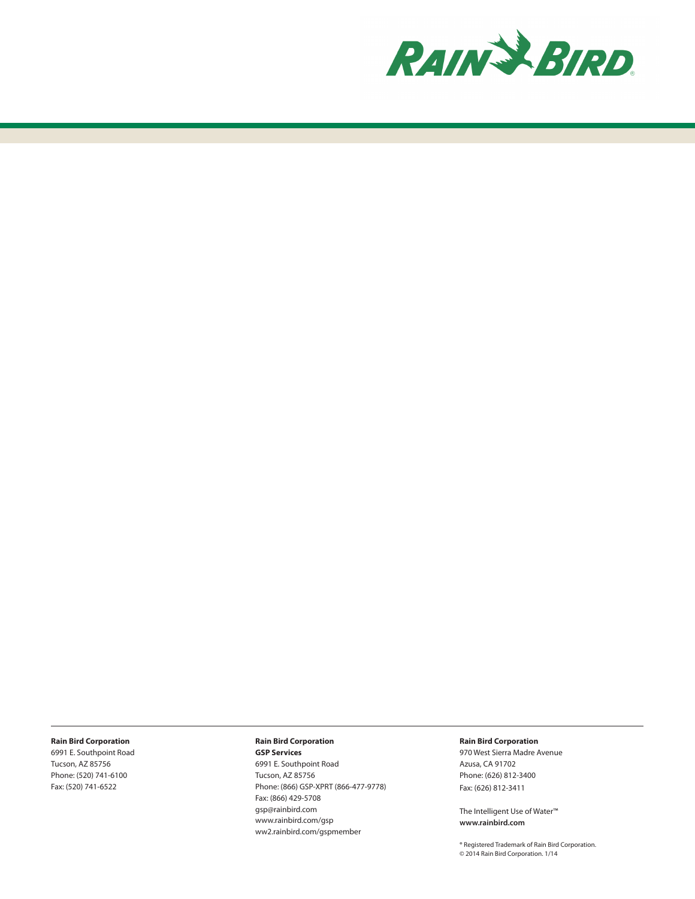**Rain Bird Corporation**
6991 E. Southpoint Road
Tucson, AZ 85756
Phone: (520) 741-6100
Fax: (520) 741-6522

**Rain Bird Corporation**
**GSP Services**
6991 E. Southpoint Road
Tucson, AZ 85756
Phone: (866) GSP-XPRT (866-477-9778)
Fax: (866) 429-5708
gsp@rainbird.com
www.rainbird.com/gsp
ww2.rainbird.com/gspmember

**Rain Bird Corporation**
970 West Sierra Madre Avenue
Azusa, CA 91702
Phone: (626) 812-3400
Fax: (626) 812-3411

The Intelligent Use of Water™
**www.rainbird.com**

® Registered Trademark of Rain Bird Corporation.
© 2014 Rain Bird Corporation. 1/14